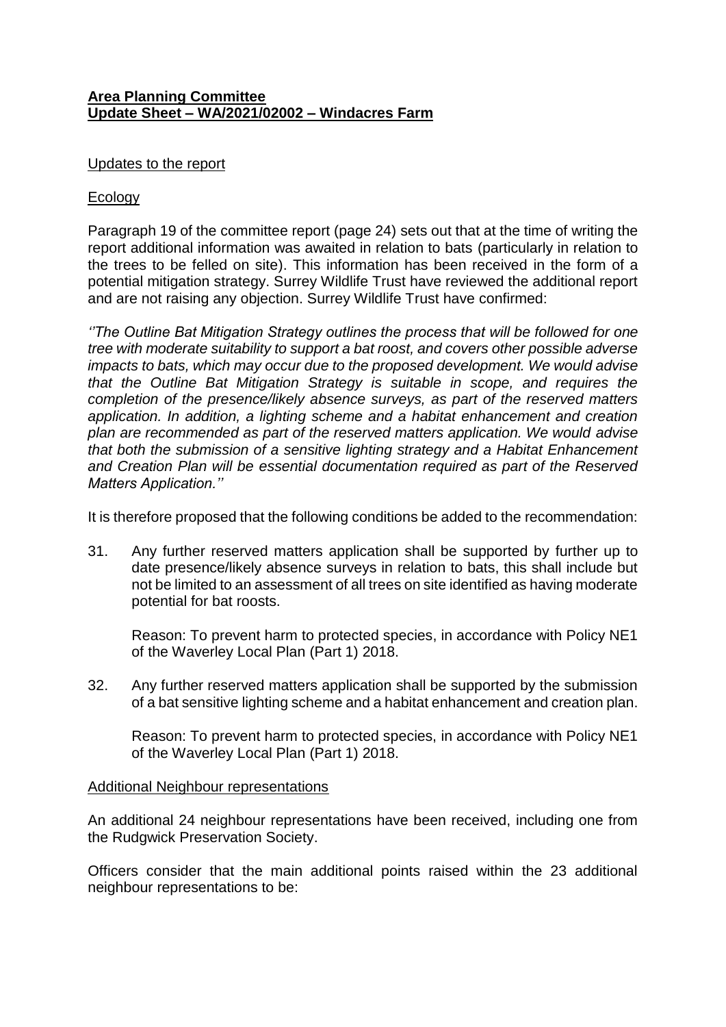**Area Planning Committee**
**Update Sheet – WA/2021/02002 – Windacres Farm**

Updates to the report

Ecology

Paragraph 19 of the committee report (page 24) sets out that at the time of writing the report additional information was awaited in relation to bats (particularly in relation to the trees to be felled on site). This information has been received in the form of a potential mitigation strategy. Surrey Wildlife Trust have reviewed the additional report and are not raising any objection. Surrey Wildlife Trust have confirmed:

*''The Outline Bat Mitigation Strategy outlines the process that will be followed for one tree with moderate suitability to support a bat roost, and covers other possible adverse impacts to bats, which may occur due to the proposed development. We would advise that the Outline Bat Mitigation Strategy is suitable in scope, and requires the completion of the presence/likely absence surveys, as part of the reserved matters application. In addition, a lighting scheme and a habitat enhancement and creation plan are recommended as part of the reserved matters application. We would advise that both the submission of a sensitive lighting strategy and a Habitat Enhancement and Creation Plan will be essential documentation required as part of the Reserved Matters Application.''*

It is therefore proposed that the following conditions be added to the recommendation:

31. Any further reserved matters application shall be supported by further up to date presence/likely absence surveys in relation to bats, this shall include but not be limited to an assessment of all trees on site identified as having moderate potential for bat roosts.

    Reason: To prevent harm to protected species, in accordance with Policy NE1 of the Waverley Local Plan (Part 1) 2018.

32. Any further reserved matters application shall be supported by the submission of a bat sensitive lighting scheme and a habitat enhancement and creation plan.

    Reason: To prevent harm to protected species, in accordance with Policy NE1 of the Waverley Local Plan (Part 1) 2018.

Additional Neighbour representations

An additional 24 neighbour representations have been received, including one from the Rudgwick Preservation Society.

Officers consider that the main additional points raised within the 23 additional neighbour representations to be: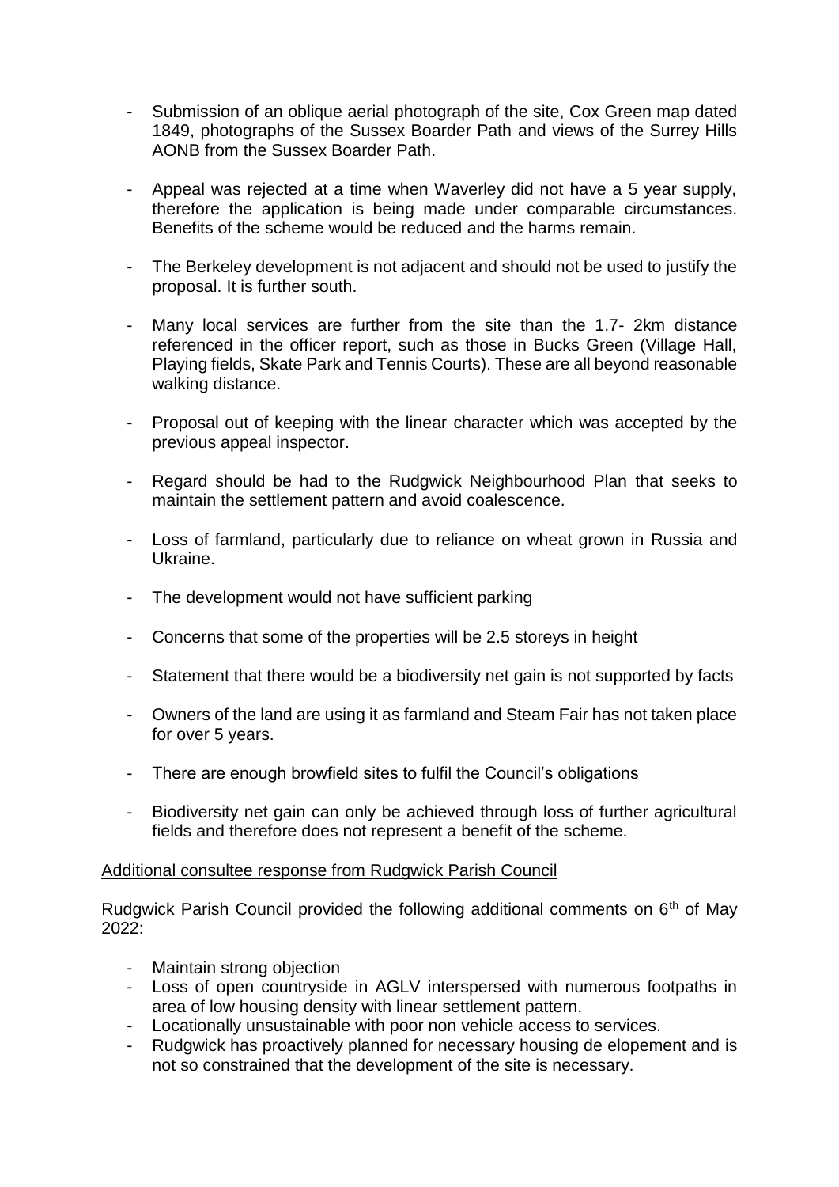- Submission of an oblique aerial photograph of the site, Cox Green map dated 1849, photographs of the Sussex Boarder Path and views of the Surrey Hills AONB from the Sussex Boarder Path.

- Appeal was rejected at a time when Waverley did not have a 5 year supply, therefore the application is being made under comparable circumstances. Benefits of the scheme would be reduced and the harms remain.

- The Berkeley development is not adjacent and should not be used to justify the proposal. It is further south.

- Many local services are further from the site than the 1.7- 2km distance referenced in the officer report, such as those in Bucks Green (Village Hall, Playing fields, Skate Park and Tennis Courts). These are all beyond reasonable walking distance.

- Proposal out of keeping with the linear character which was accepted by the previous appeal inspector.

- Regard should be had to the Rudgwick Neighbourhood Plan that seeks to maintain the settlement pattern and avoid coalescence.

- Loss of farmland, particularly due to reliance on wheat grown in Russia and Ukraine.

- The development would not have sufficient parking

- Concerns that some of the properties will be 2.5 storeys in height

- Statement that there would be a biodiversity net gain is not supported by facts

- Owners of the land are using it as farmland and Steam Fair has not taken place for over 5 years.

- There are enough browfield sites to fulfil the Council's obligations

- Biodiversity net gain can only be achieved through loss of further agricultural fields and therefore does not represent a benefit of the scheme.

Additional consultee response from Rudgwick Parish Council

Rudgwick Parish Council provided the following additional comments on 6th of May 2022:

- Maintain strong objection
- Loss of open countryside in AGLV interspersed with numerous footpaths in area of low housing density with linear settlement pattern.
- Locationally unsustainable with poor non vehicle access to services.
- Rudgwick has proactively planned for necessary housing de elopement and is not so constrained that the development of the site is necessary.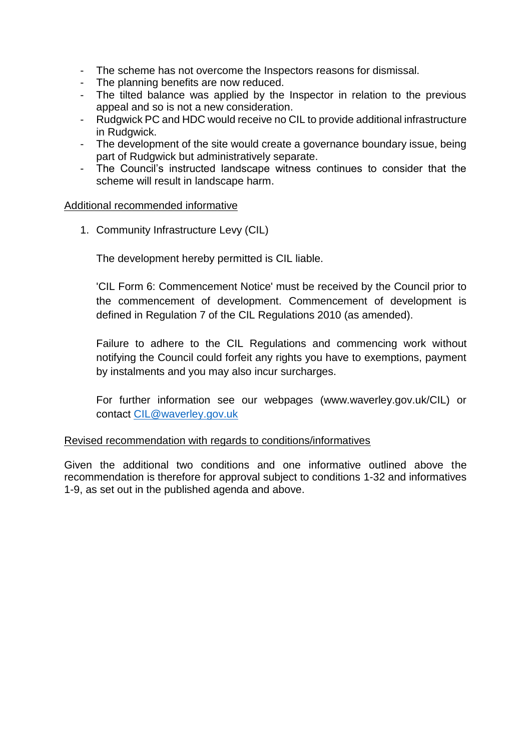- The scheme has not overcome the Inspectors reasons for dismissal.
- The planning benefits are now reduced.
- The tilted balance was applied by the Inspector in relation to the previous appeal and so is not a new consideration.
- Rudgwick PC and HDC would receive no CIL to provide additional infrastructure in Rudgwick.
- The development of the site would create a governance boundary issue, being part of Rudgwick but administratively separate.
- The Council's instructed landscape witness continues to consider that the scheme will result in landscape harm.

Additional recommended informative

1. Community Infrastructure Levy (CIL)

   The development hereby permitted is CIL liable.

   'CIL Form 6: Commencement Notice' must be received by the Council prior to the commencement of development. Commencement of development is defined in Regulation 7 of the CIL Regulations 2010 (as amended).

   Failure to adhere to the CIL Regulations and commencing work without notifying the Council could forfeit any rights you have to exemptions, payment by instalments and you may also incur surcharges.

   For further information see our webpages (www.waverley.gov.uk/CIL) or contact CIL@waverley.gov.uk

Revised recommendation with regards to conditions/informatives

Given the additional two conditions and one informative outlined above the recommendation is therefore for approval subject to conditions 1-32 and informatives 1-9, as set out in the published agenda and above.